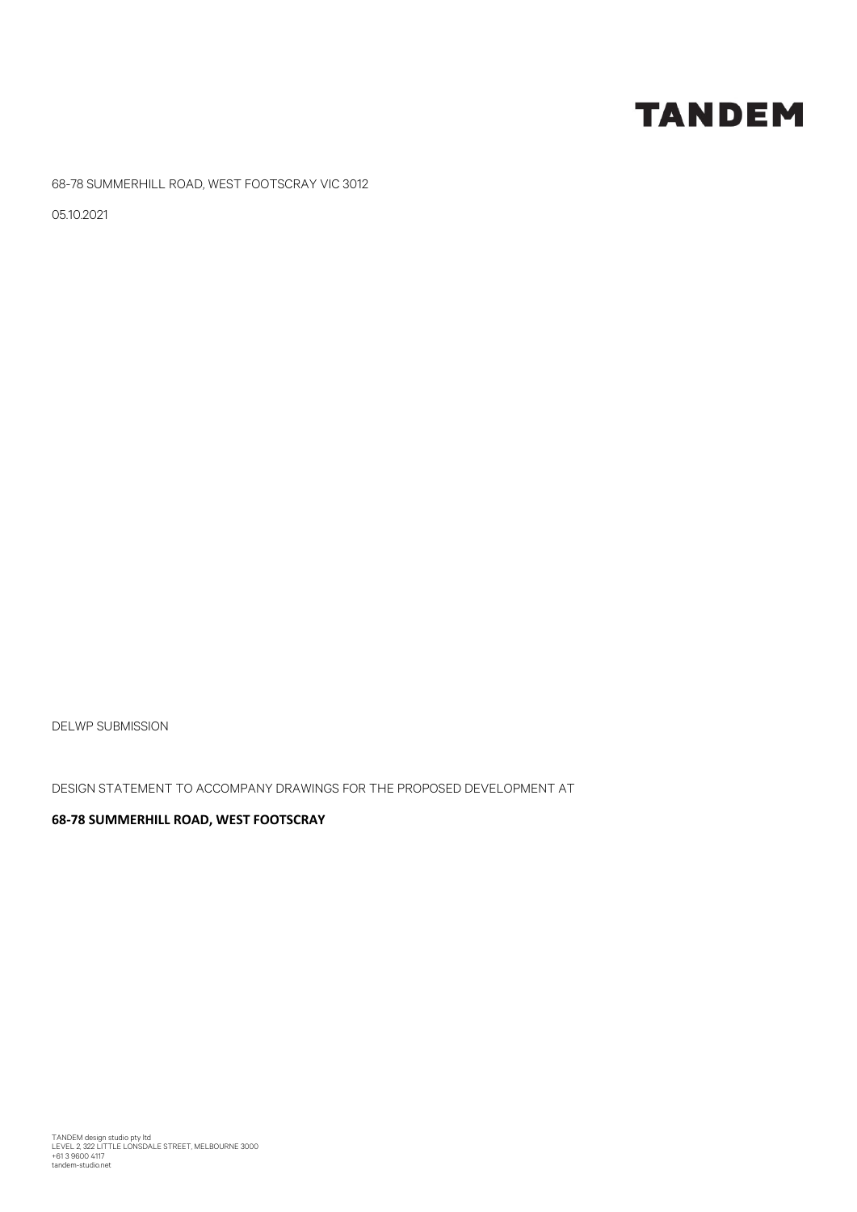# TANDEM

68-78 SUMMERHILL ROAD, WEST FOOTSCRAY VIC 3012

05.10.2021

DELWP SUBMISSION

DESIGN STATEMENT TO ACCOMPANY DRAWINGS FOR THE PROPOSED DEVELOPMENT AT

**68-78 SUMMERHILL ROAD, WEST FOOTSCRAY**

TANDEM design studio pty ltd
LEVEL 2, 322 LITTLE LONSDALE STREET, MELBOURNE 3000
+61 3 9600 4117
tandem-studio.net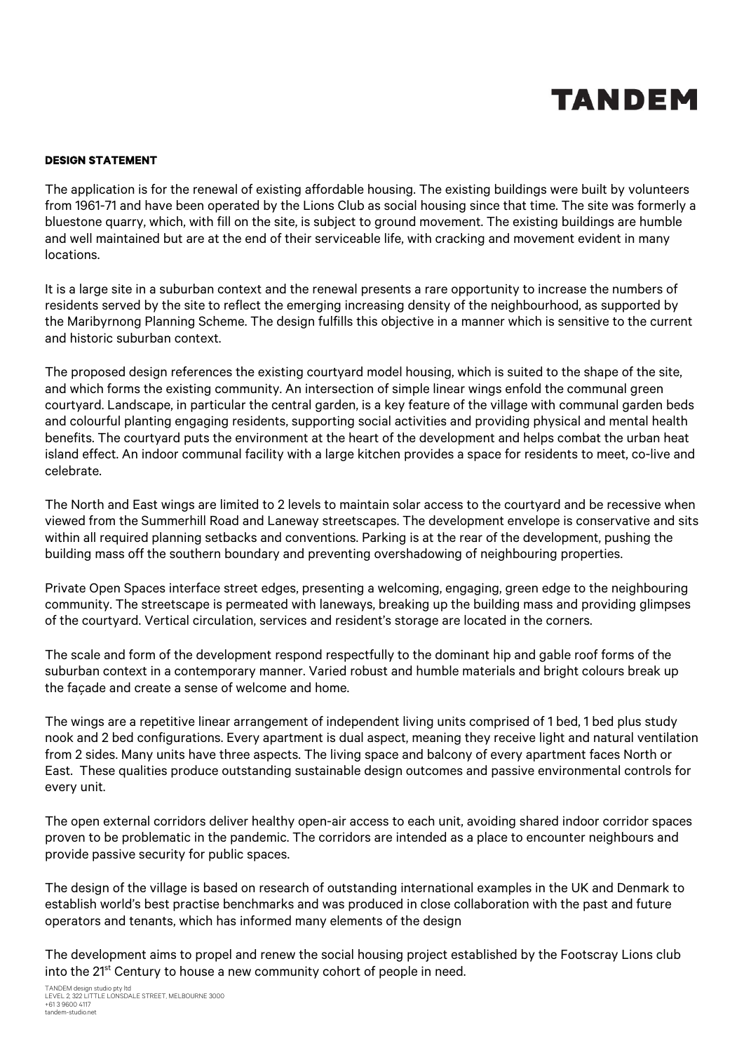**DESIGN STATEMENT**

The application is for the renewal of existing affordable housing. The existing buildings were built by volunteers from 1961-71 and have been operated by the Lions Club as social housing since that time. The site was formerly a bluestone quarry, which, with fill on the site, is subject to ground movement. The existing buildings are humble and well maintained but are at the end of their serviceable life, with cracking and movement evident in many locations.

It is a large site in a suburban context and the renewal presents a rare opportunity to increase the numbers of residents served by the site to reflect the emerging increasing density of the neighbourhood, as supported by the Maribyrnong Planning Scheme. The design fulfills this objective in a manner which is sensitive to the current and historic suburban context.

The proposed design references the existing courtyard model housing, which is suited to the shape of the site, and which forms the existing community. An intersection of simple linear wings enfold the communal green courtyard. Landscape, in particular the central garden, is a key feature of the village with communal garden beds and colourful planting engaging residents, supporting social activities and providing physical and mental health benefits. The courtyard puts the environment at the heart of the development and helps combat the urban heat island effect. An indoor communal facility with a large kitchen provides a space for residents to meet, co-live and celebrate.

The North and East wings are limited to 2 levels to maintain solar access to the courtyard and be recessive when viewed from the Summerhill Road and Laneway streetscapes. The development envelope is conservative and sits within all required planning setbacks and conventions. Parking is at the rear of the development, pushing the building mass off the southern boundary and preventing overshadowing of neighbouring properties.

Private Open Spaces interface street edges, presenting a welcoming, engaging, green edge to the neighbouring community. The streetscape is permeated with laneways, breaking up the building mass and providing glimpses of the courtyard. Vertical circulation, services and resident's storage are located in the corners.

The scale and form of the development respond respectfully to the dominant hip and gable roof forms of the suburban context in a contemporary manner. Varied robust and humble materials and bright colours break up the façade and create a sense of welcome and home.

The wings are a repetitive linear arrangement of independent living units comprised of 1 bed, 1 bed plus study nook and 2 bed configurations. Every apartment is dual aspect, meaning they receive light and natural ventilation from 2 sides. Many units have three aspects. The living space and balcony of every apartment faces North or East. These qualities produce outstanding sustainable design outcomes and passive environmental controls for every unit.

The open external corridors deliver healthy open-air access to each unit, avoiding shared indoor corridor spaces proven to be problematic in the pandemic. The corridors are intended as a place to encounter neighbours and provide passive security for public spaces.

The design of the village is based on research of outstanding international examples in the UK and Denmark to establish world's best practise benchmarks and was produced in close collaboration with the past and future operators and tenants, which has informed many elements of the design

The development aims to propel and renew the social housing project established by the Footscray Lions club into the 21st Century to house a new community cohort of people in need.